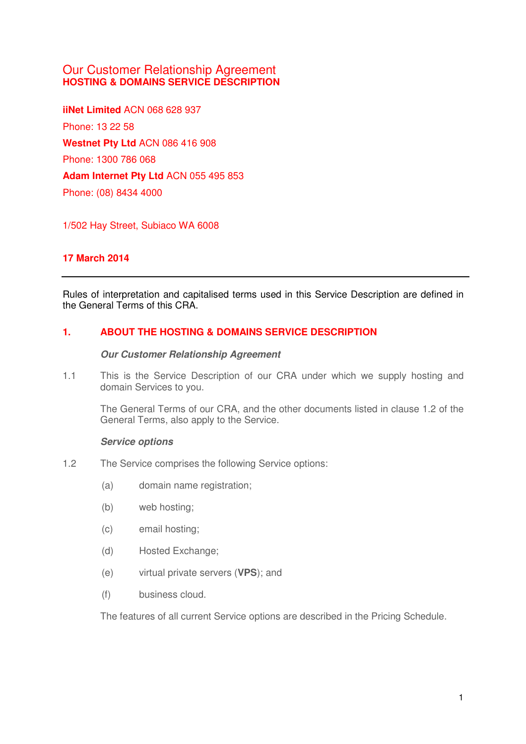# Our Customer Relationship Agreement
## HOSTING & DOMAINS SERVICE DESCRIPTION

**iiNet Limited** ACN 068 628 937

Phone: 13 22 58

**Westnet Pty Ltd** ACN 086 416 908

Phone: 1300 786 068

**Adam Internet Pty Ltd** ACN 055 495 853

Phone: (08) 8434 4000

1/502 Hay Street, Subiaco WA 6008

**17 March 2014**

---

Rules of interpretation and capitalised terms used in this Service Description are defined in the General Terms of this CRA.

## 1. ABOUT THE HOSTING & DOMAINS SERVICE DESCRIPTION

***Our Customer Relationship Agreement***

1.1 This is the Service Description of our CRA under which we supply hosting and domain Services to you.

The General Terms of our CRA, and the other documents listed in clause 1.2 of the General Terms, also apply to the Service.

***Service options***

1.2 The Service comprises the following Service options:

(a) domain name registration;

(b) web hosting;

(c) email hosting;

(d) Hosted Exchange;

(e) virtual private servers (**VPS**); and

(f) business cloud.

The features of all current Service options are described in the Pricing Schedule.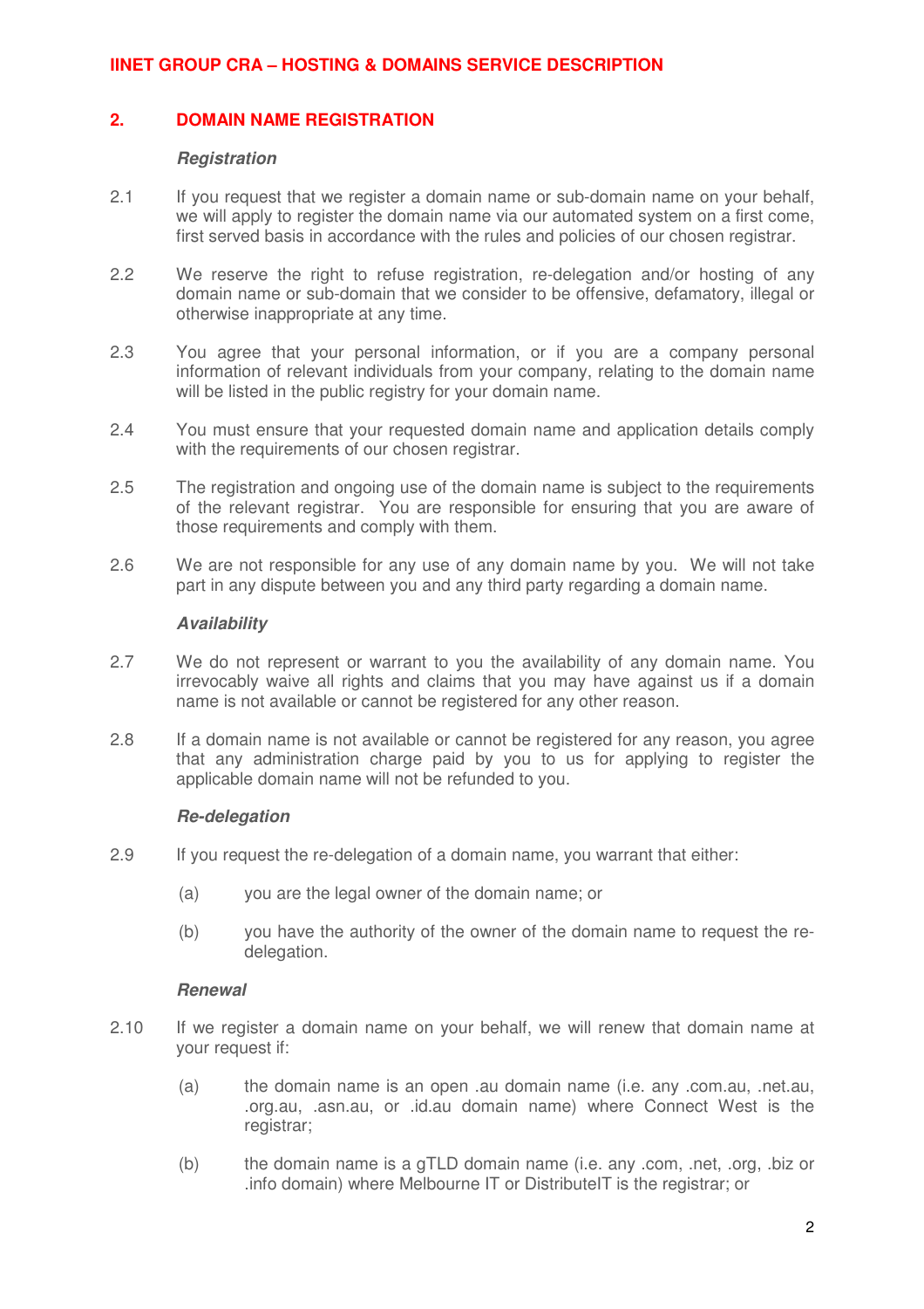## 2. DOMAIN NAME REGISTRATION

***Registration***

2.1 If you request that we register a domain name or sub-domain name on your behalf, we will apply to register the domain name via our automated system on a first come, first served basis in accordance with the rules and policies of our chosen registrar.

2.2 We reserve the right to refuse registration, re-delegation and/or hosting of any domain name or sub-domain that we consider to be offensive, defamatory, illegal or otherwise inappropriate at any time.

2.3 You agree that your personal information, or if you are a company personal information of relevant individuals from your company, relating to the domain name will be listed in the public registry for your domain name.

2.4 You must ensure that your requested domain name and application details comply with the requirements of our chosen registrar.

2.5 The registration and ongoing use of the domain name is subject to the requirements of the relevant registrar. You are responsible for ensuring that you are aware of those requirements and comply with them.

2.6 We are not responsible for any use of any domain name by you. We will not take part in any dispute between you and any third party regarding a domain name.

***Availability***

2.7 We do not represent or warrant to you the availability of any domain name. You irrevocably waive all rights and claims that you may have against us if a domain name is not available or cannot be registered for any other reason.

2.8 If a domain name is not available or cannot be registered for any reason, you agree that any administration charge paid by you to us for applying to register the applicable domain name will not be refunded to you.

***Re-delegation***

2.9 If you request the re-delegation of a domain name, you warrant that either:

(a) you are the legal owner of the domain name; or

(b) you have the authority of the owner of the domain name to request the re-delegation.

***Renewal***

2.10 If we register a domain name on your behalf, we will renew that domain name at your request if:

(a) the domain name is an open .au domain name (i.e. any .com.au, .net.au, .org.au, .asn.au, or .id.au domain name) where Connect West is the registrar;

(b) the domain name is a gTLD domain name (i.e. any .com, .net, .org, .biz or .info domain) where Melbourne IT or DistributeIT is the registrar; or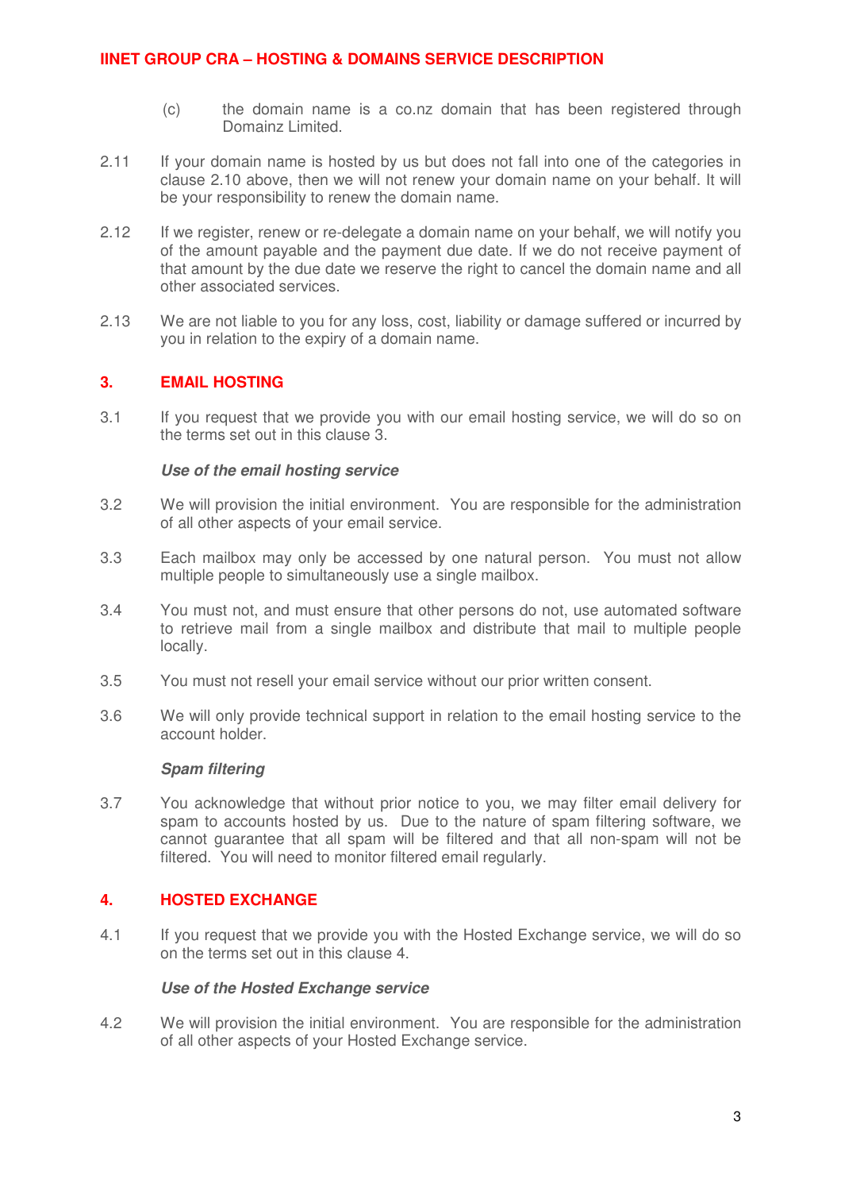(c) the domain name is a co.nz domain that has been registered through Domainz Limited.

2.11 If your domain name is hosted by us but does not fall into one of the categories in clause 2.10 above, then we will not renew your domain name on your behalf. It will be your responsibility to renew the domain name.

2.12 If we register, renew or re-delegate a domain name on your behalf, we will notify you of the amount payable and the payment due date. If we do not receive payment of that amount by the due date we reserve the right to cancel the domain name and all other associated services.

2.13 We are not liable to you for any loss, cost, liability or damage suffered or incurred by you in relation to the expiry of a domain name.

## 3. EMAIL HOSTING

3.1 If you request that we provide you with our email hosting service, we will do so on the terms set out in this clause 3.

***Use of the email hosting service***

3.2 We will provision the initial environment. You are responsible for the administration of all other aspects of your email service.

3.3 Each mailbox may only be accessed by one natural person. You must not allow multiple people to simultaneously use a single mailbox.

3.4 You must not, and must ensure that other persons do not, use automated software to retrieve mail from a single mailbox and distribute that mail to multiple people locally.

3.5 You must not resell your email service without our prior written consent.

3.6 We will only provide technical support in relation to the email hosting service to the account holder.

***Spam filtering***

3.7 You acknowledge that without prior notice to you, we may filter email delivery for spam to accounts hosted by us. Due to the nature of spam filtering software, we cannot guarantee that all spam will be filtered and that all non-spam will not be filtered. You will need to monitor filtered email regularly.

## 4. HOSTED EXCHANGE

4.1 If you request that we provide you with the Hosted Exchange service, we will do so on the terms set out in this clause 4.

***Use of the Hosted Exchange service***

4.2 We will provision the initial environment. You are responsible for the administration of all other aspects of your Hosted Exchange service.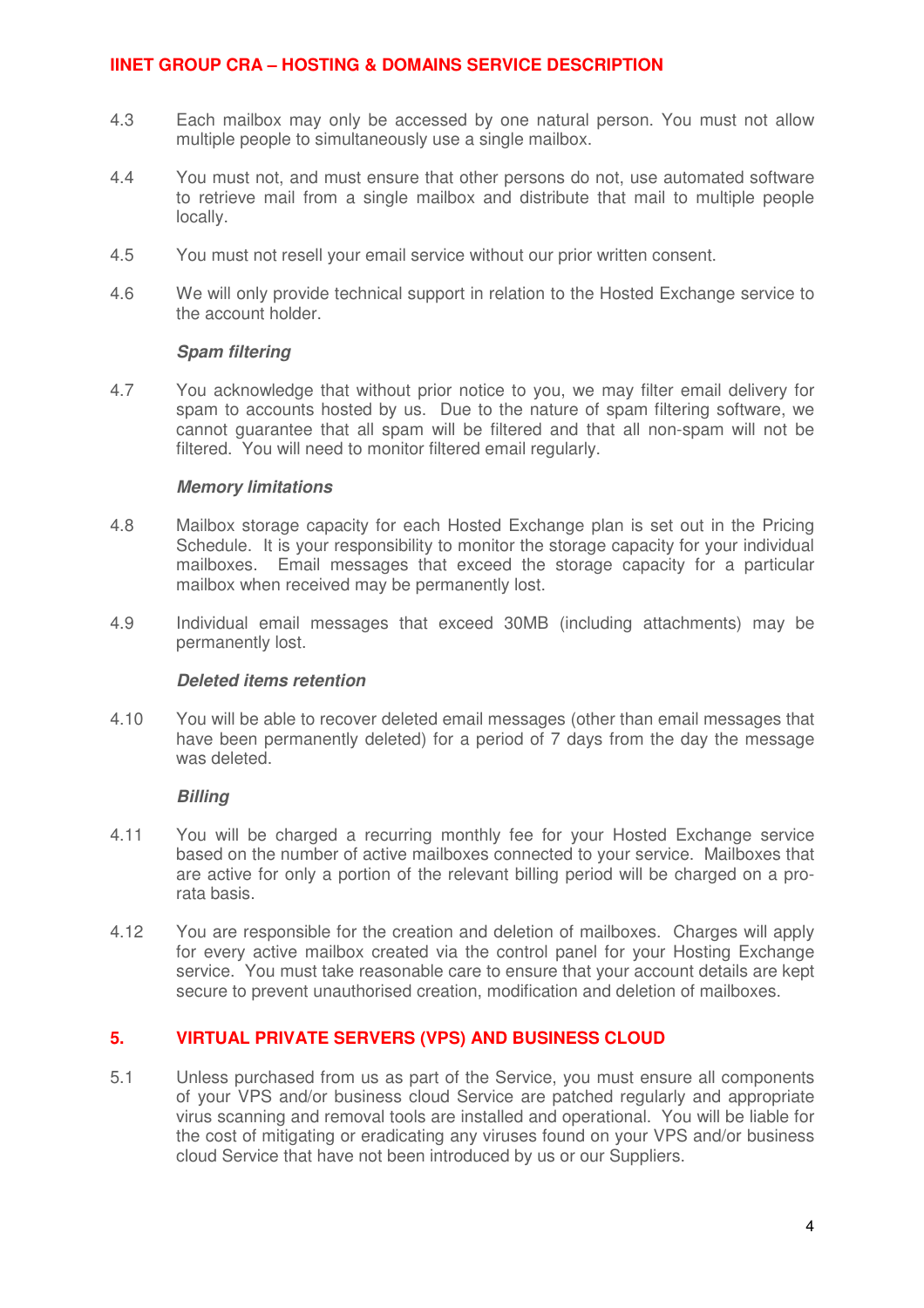4.3 Each mailbox may only be accessed by one natural person. You must not allow multiple people to simultaneously use a single mailbox.

4.4 You must not, and must ensure that other persons do not, use automated software to retrieve mail from a single mailbox and distribute that mail to multiple people locally.

4.5 You must not resell your email service without our prior written consent.

4.6 We will only provide technical support in relation to the Hosted Exchange service to the account holder.

***Spam filtering***

4.7 You acknowledge that without prior notice to you, we may filter email delivery for spam to accounts hosted by us. Due to the nature of spam filtering software, we cannot guarantee that all spam will be filtered and that all non-spam will not be filtered. You will need to monitor filtered email regularly.

***Memory limitations***

4.8 Mailbox storage capacity for each Hosted Exchange plan is set out in the Pricing Schedule. It is your responsibility to monitor the storage capacity for your individual mailboxes. Email messages that exceed the storage capacity for a particular mailbox when received may be permanently lost.

4.9 Individual email messages that exceed 30MB (including attachments) may be permanently lost.

***Deleted items retention***

4.10 You will be able to recover deleted email messages (other than email messages that have been permanently deleted) for a period of 7 days from the day the message was deleted.

***Billing***

4.11 You will be charged a recurring monthly fee for your Hosted Exchange service based on the number of active mailboxes connected to your service. Mailboxes that are active for only a portion of the relevant billing period will be charged on a pro-rata basis.

4.12 You are responsible for the creation and deletion of mailboxes. Charges will apply for every active mailbox created via the control panel for your Hosting Exchange service. You must take reasonable care to ensure that your account details are kept secure to prevent unauthorised creation, modification and deletion of mailboxes.

## 5. VIRTUAL PRIVATE SERVERS (VPS) AND BUSINESS CLOUD

5.1 Unless purchased from us as part of the Service, you must ensure all components of your VPS and/or business cloud Service are patched regularly and appropriate virus scanning and removal tools are installed and operational. You will be liable for the cost of mitigating or eradicating any viruses found on your VPS and/or business cloud Service that have not been introduced by us or our Suppliers.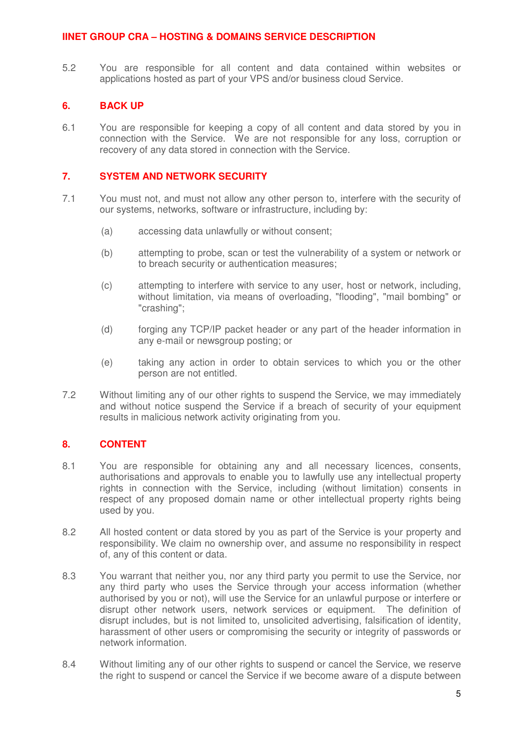5.2 You are responsible for all content and data contained within websites or applications hosted as part of your VPS and/or business cloud Service.

## 6. BACK UP

6.1 You are responsible for keeping a copy of all content and data stored by you in connection with the Service. We are not responsible for any loss, corruption or recovery of any data stored in connection with the Service.

## 7. SYSTEM AND NETWORK SECURITY

7.1 You must not, and must not allow any other person to, interfere with the security of our systems, networks, software or infrastructure, including by:

(a) accessing data unlawfully or without consent;

(b) attempting to probe, scan or test the vulnerability of a system or network or to breach security or authentication measures;

(c) attempting to interfere with service to any user, host or network, including, without limitation, via means of overloading, "flooding", "mail bombing" or "crashing";

(d) forging any TCP/IP packet header or any part of the header information in any e-mail or newsgroup posting; or

(e) taking any action in order to obtain services to which you or the other person are not entitled.

7.2 Without limiting any of our other rights to suspend the Service, we may immediately and without notice suspend the Service if a breach of security of your equipment results in malicious network activity originating from you.

## 8. CONTENT

8.1 You are responsible for obtaining any and all necessary licences, consents, authorisations and approvals to enable you to lawfully use any intellectual property rights in connection with the Service, including (without limitation) consents in respect of any proposed domain name or other intellectual property rights being used by you.

8.2 All hosted content or data stored by you as part of the Service is your property and responsibility. We claim no ownership over, and assume no responsibility in respect of, any of this content or data.

8.3 You warrant that neither you, nor any third party you permit to use the Service, nor any third party who uses the Service through your access information (whether authorised by you or not), will use the Service for an unlawful purpose or interfere or disrupt other network users, network services or equipment. The definition of disrupt includes, but is not limited to, unsolicited advertising, falsification of identity, harassment of other users or compromising the security or integrity of passwords or network information.

8.4 Without limiting any of our other rights to suspend or cancel the Service, we reserve the right to suspend or cancel the Service if we become aware of a dispute between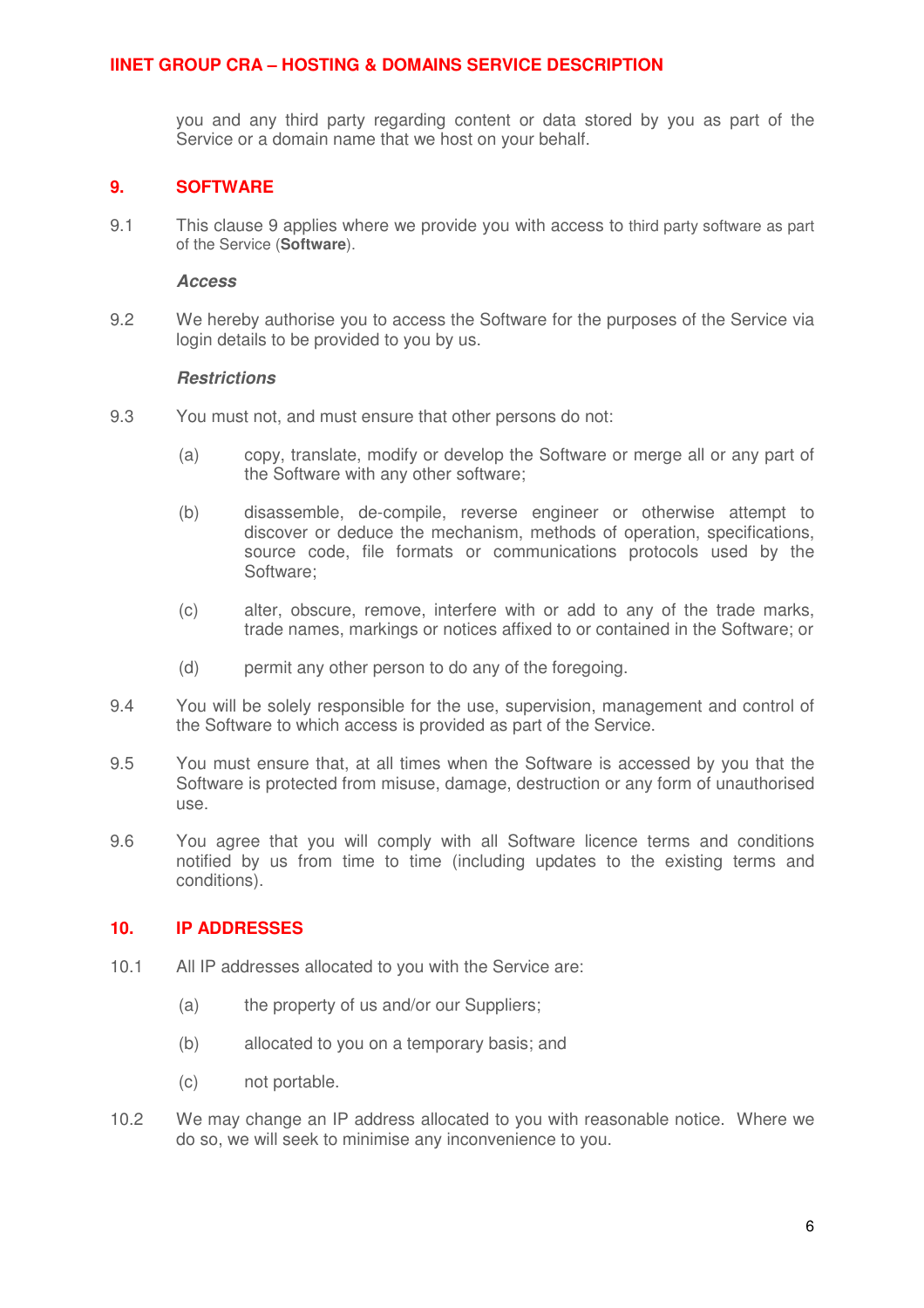you and any third party regarding content or data stored by you as part of the Service or a domain name that we host on your behalf.

## 9. SOFTWARE

9.1 This clause 9 applies where we provide you with access to third party software as part of the Service (**Software**).

***Access***

9.2 We hereby authorise you to access the Software for the purposes of the Service via login details to be provided to you by us.

***Restrictions***

9.3 You must not, and must ensure that other persons do not:

(a) copy, translate, modify or develop the Software or merge all or any part of the Software with any other software;

(b) disassemble, de-compile, reverse engineer or otherwise attempt to discover or deduce the mechanism, methods of operation, specifications, source code, file formats or communications protocols used by the Software;

(c) alter, obscure, remove, interfere with or add to any of the trade marks, trade names, markings or notices affixed to or contained in the Software; or

(d) permit any other person to do any of the foregoing.

9.4 You will be solely responsible for the use, supervision, management and control of the Software to which access is provided as part of the Service.

9.5 You must ensure that, at all times when the Software is accessed by you that the Software is protected from misuse, damage, destruction or any form of unauthorised use.

9.6 You agree that you will comply with all Software licence terms and conditions notified by us from time to time (including updates to the existing terms and conditions).

## 10. IP ADDRESSES

10.1 All IP addresses allocated to you with the Service are:

(a) the property of us and/or our Suppliers;

(b) allocated to you on a temporary basis; and

(c) not portable.

10.2 We may change an IP address allocated to you with reasonable notice. Where we do so, we will seek to minimise any inconvenience to you.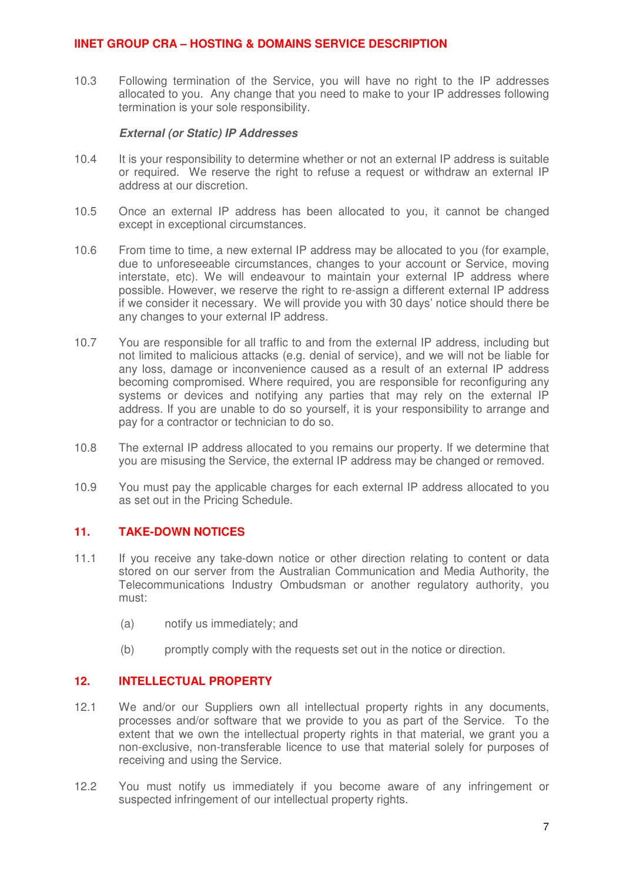10.3 Following termination of the Service, you will have no right to the IP addresses allocated to you. Any change that you need to make to your IP addresses following termination is your sole responsibility.

***External (or Static) IP Addresses***

10.4 It is your responsibility to determine whether or not an external IP address is suitable or required. We reserve the right to refuse a request or withdraw an external IP address at our discretion.

10.5 Once an external IP address has been allocated to you, it cannot be changed except in exceptional circumstances.

10.6 From time to time, a new external IP address may be allocated to you (for example, due to unforeseeable circumstances, changes to your account or Service, moving interstate, etc). We will endeavour to maintain your external IP address where possible. However, we reserve the right to re-assign a different external IP address if we consider it necessary. We will provide you with 30 days' notice should there be any changes to your external IP address.

10.7 You are responsible for all traffic to and from the external IP address, including but not limited to malicious attacks (e.g. denial of service), and we will not be liable for any loss, damage or inconvenience caused as a result of an external IP address becoming compromised. Where required, you are responsible for reconfiguring any systems or devices and notifying any parties that may rely on the external IP address. If you are unable to do so yourself, it is your responsibility to arrange and pay for a contractor or technician to do so.

10.8 The external IP address allocated to you remains our property. If we determine that you are misusing the Service, the external IP address may be changed or removed.

10.9 You must pay the applicable charges for each external IP address allocated to you as set out in the Pricing Schedule.

## 11. TAKE-DOWN NOTICES

11.1 If you receive any take-down notice or other direction relating to content or data stored on our server from the Australian Communication and Media Authority, the Telecommunications Industry Ombudsman or another regulatory authority, you must:

(a) notify us immediately; and

(b) promptly comply with the requests set out in the notice or direction.

## 12. INTELLECTUAL PROPERTY

12.1 We and/or our Suppliers own all intellectual property rights in any documents, processes and/or software that we provide to you as part of the Service. To the extent that we own the intellectual property rights in that material, we grant you a non-exclusive, non-transferable licence to use that material solely for purposes of receiving and using the Service.

12.2 You must notify us immediately if you become aware of any infringement or suspected infringement of our intellectual property rights.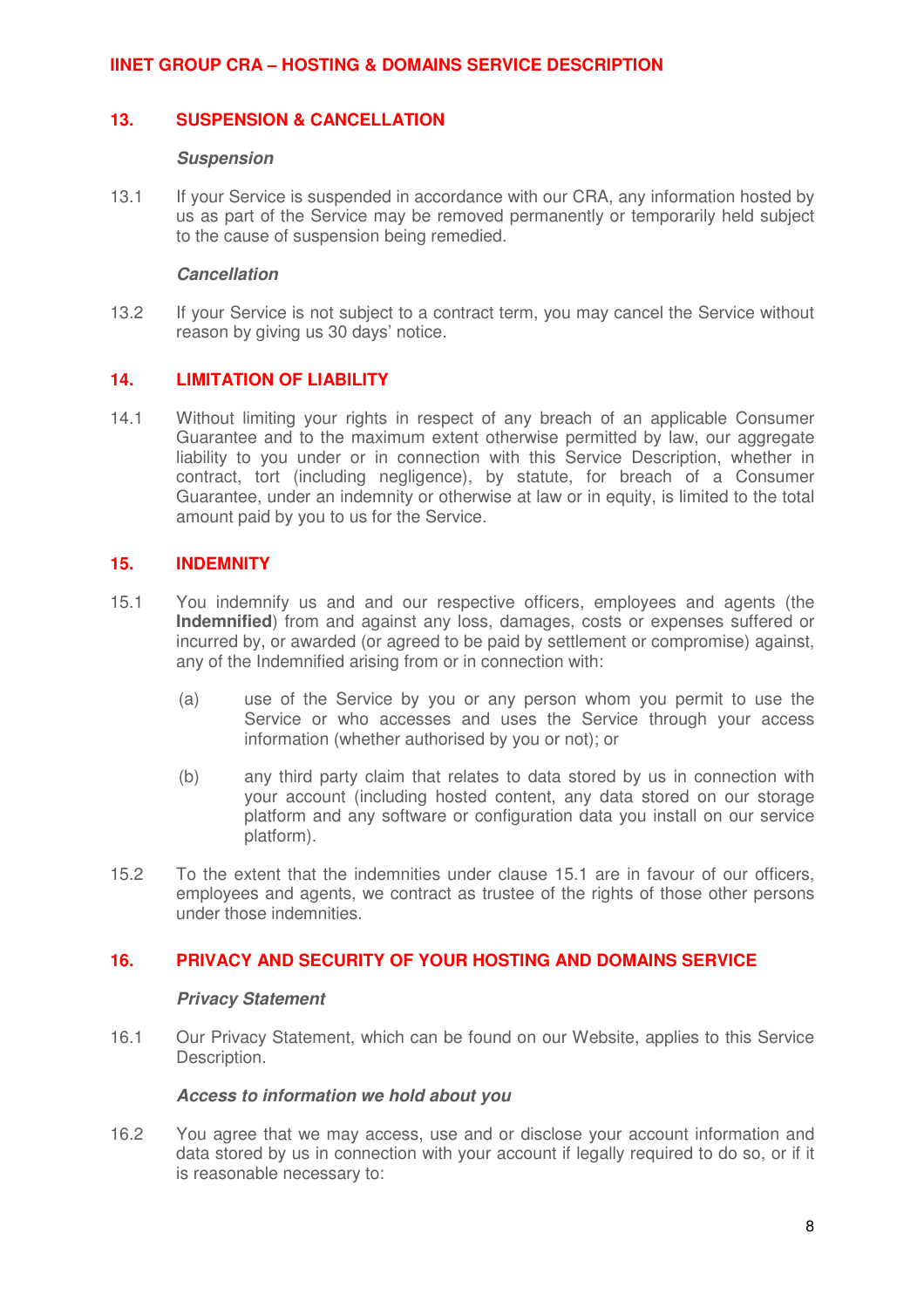## 13. SUSPENSION & CANCELLATION

***Suspension***

13.1 If your Service is suspended in accordance with our CRA, any information hosted by us as part of the Service may be removed permanently or temporarily held subject to the cause of suspension being remedied.

***Cancellation***

13.2 If your Service is not subject to a contract term, you may cancel the Service without reason by giving us 30 days' notice.

## 14. LIMITATION OF LIABILITY

14.1 Without limiting your rights in respect of any breach of an applicable Consumer Guarantee and to the maximum extent otherwise permitted by law, our aggregate liability to you under or in connection with this Service Description, whether in contract, tort (including negligence), by statute, for breach of a Consumer Guarantee, under an indemnity or otherwise at law or in equity, is limited to the total amount paid by you to us for the Service.

## 15. INDEMNITY

15.1 You indemnify us and and our respective officers, employees and agents (the **Indemnified**) from and against any loss, damages, costs or expenses suffered or incurred by, or awarded (or agreed to be paid by settlement or compromise) against, any of the Indemnified arising from or in connection with:

(a) use of the Service by you or any person whom you permit to use the Service or who accesses and uses the Service through your access information (whether authorised by you or not); or

(b) any third party claim that relates to data stored by us in connection with your account (including hosted content, any data stored on our storage platform and any software or configuration data you install on our service platform).

15.2 To the extent that the indemnities under clause 15.1 are in favour of our officers, employees and agents, we contract as trustee of the rights of those other persons under those indemnities.

## 16. PRIVACY AND SECURITY OF YOUR HOSTING AND DOMAINS SERVICE

***Privacy Statement***

16.1 Our Privacy Statement, which can be found on our Website, applies to this Service Description.

***Access to information we hold about you***

16.2 You agree that we may access, use and or disclose your account information and data stored by us in connection with your account if legally required to do so, or if it is reasonable necessary to: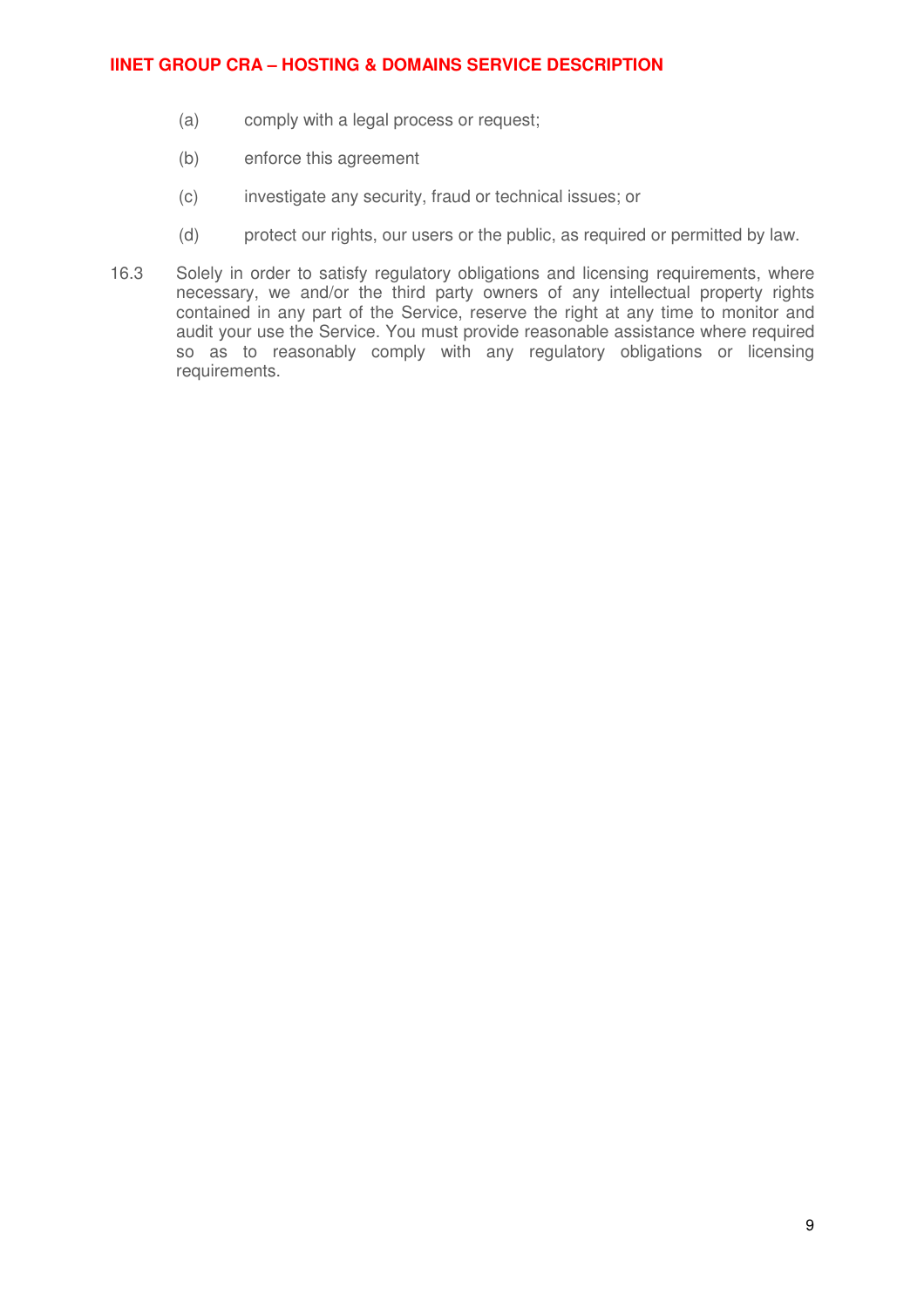(a) comply with a legal process or request;

(b) enforce this agreement

(c) investigate any security, fraud or technical issues; or

(d) protect our rights, our users or the public, as required or permitted by law.

16.3 Solely in order to satisfy regulatory obligations and licensing requirements, where necessary, we and/or the third party owners of any intellectual property rights contained in any part of the Service, reserve the right at any time to monitor and audit your use the Service. You must provide reasonable assistance where required so as to reasonably comply with any regulatory obligations or licensing requirements.